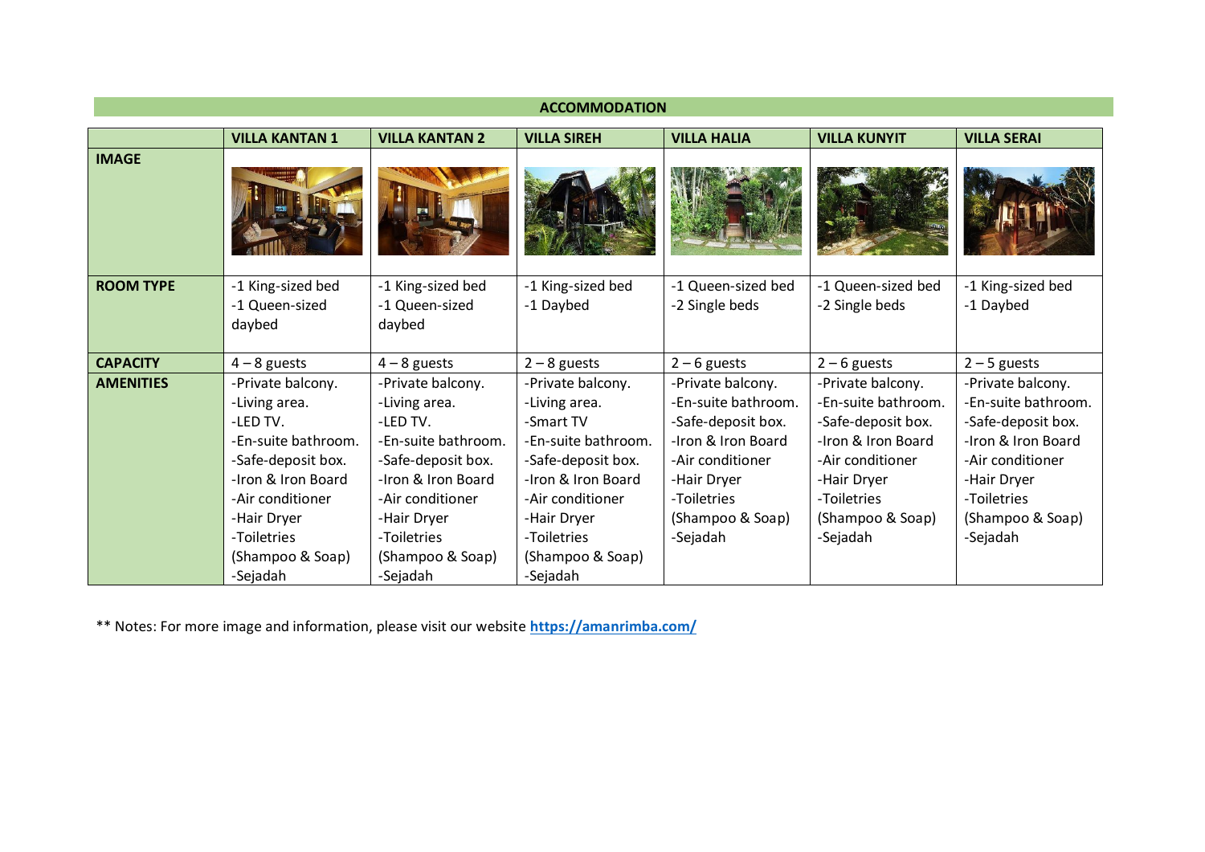## ACCOMMODATION

| | VILLA KANTAN 1 | VILLA KANTAN 2 | VILLA SIREH | VILLA HALIA | VILLA KUNYIT | VILLA SERAI |
|---|---|---|---|---|---|---|
| **IMAGE** | | | | | | |
| **ROOM TYPE** | -1 King-sized bed<br>-1 Queen-sized daybed | -1 King-sized bed<br>-1 Queen-sized daybed | -1 King-sized bed<br>-1 Daybed | -1 Queen-sized bed<br>-2 Single beds | -1 Queen-sized bed<br>-2 Single beds | -1 King-sized bed<br>-1 Daybed |
| **CAPACITY** | 4 – 8 guests | 4 – 8 guests | 2 – 8 guests | 2 – 6 guests | 2 – 6 guests | 2 – 5 guests |
| **AMENITIES** | -Private balcony.<br>-Living area.<br>-LED TV.<br>-En-suite bathroom.<br>-Safe-deposit box.<br>-Iron & Iron Board<br>-Air conditioner<br>-Hair Dryer<br>-Toiletries (Shampoo & Soap)<br>-Sejadah | -Private balcony.<br>-Living area.<br>-LED TV.<br>-En-suite bathroom.<br>-Safe-deposit box.<br>-Iron & Iron Board<br>-Air conditioner<br>-Hair Dryer<br>-Toiletries (Shampoo & Soap)<br>-Sejadah | -Private balcony.<br>-Living area.<br>-Smart TV<br>-En-suite bathroom.<br>-Safe-deposit box.<br>-Iron & Iron Board<br>-Air conditioner<br>-Hair Dryer<br>-Toiletries (Shampoo & Soap)<br>-Sejadah | -Private balcony.<br>-En-suite bathroom.<br>-Safe-deposit box.<br>-Iron & Iron Board<br>-Air conditioner<br>-Hair Dryer<br>-Toiletries (Shampoo & Soap)<br>-Sejadah | -Private balcony.<br>-En-suite bathroom.<br>-Safe-deposit box.<br>-Iron & Iron Board<br>-Air conditioner<br>-Hair Dryer<br>-Toiletries (Shampoo & Soap)<br>-Sejadah | -Private balcony.<br>-En-suite bathroom.<br>-Safe-deposit box.<br>-Iron & Iron Board<br>-Air conditioner<br>-Hair Dryer<br>-Toiletries (Shampoo & Soap)<br>-Sejadah |

** Notes: For more image and information, please visit our website **https://amanrimba.com/**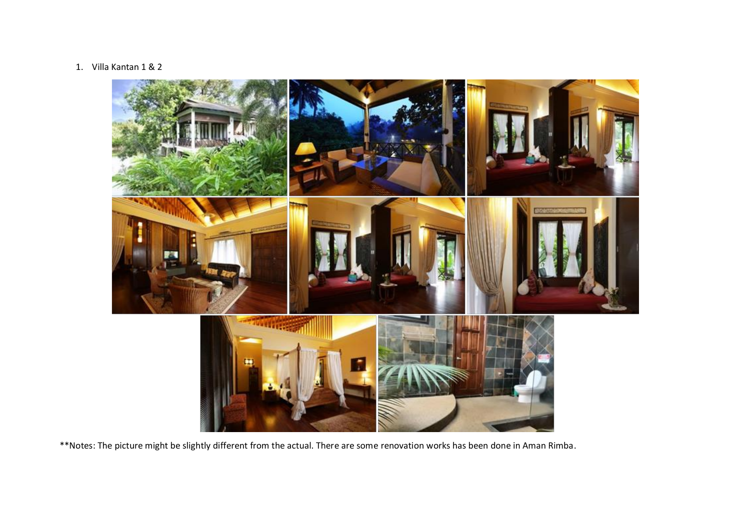1. Villa Kantan 1 & 2

**Notes: The picture might be slightly different from the actual. There are some renovation works has been done in Aman Rimba.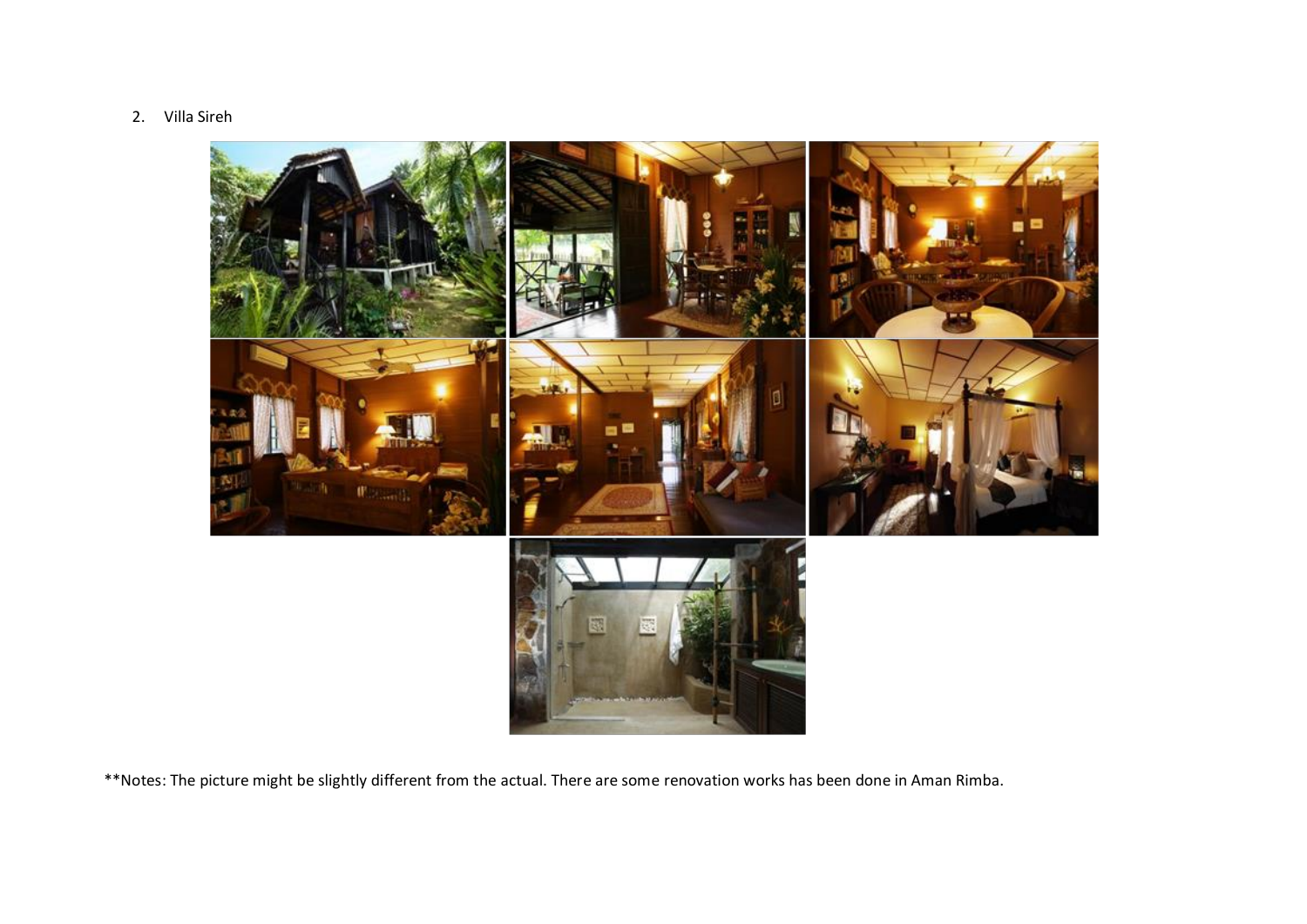2. Villa Sireh

**Notes: The picture might be slightly different from the actual. There are some renovation works has been done in Aman Rimba.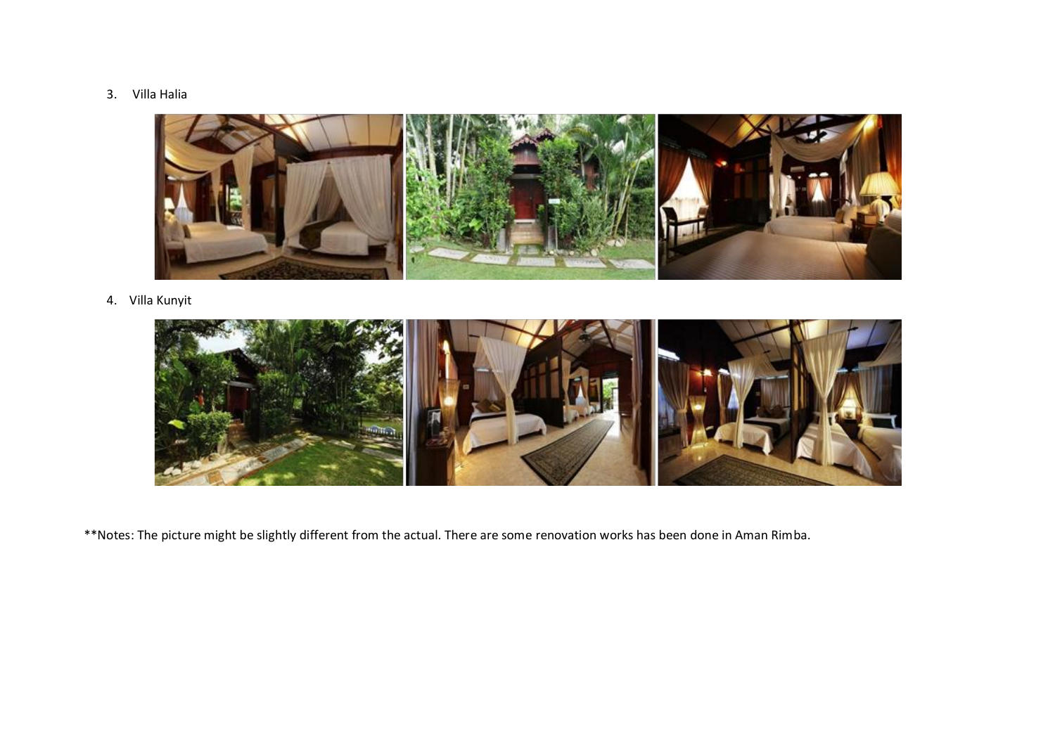3. Villa Halia

4. Villa Kunyit

**Notes: The picture might be slightly different from the actual. There are some renovation works has been done in Aman Rimba.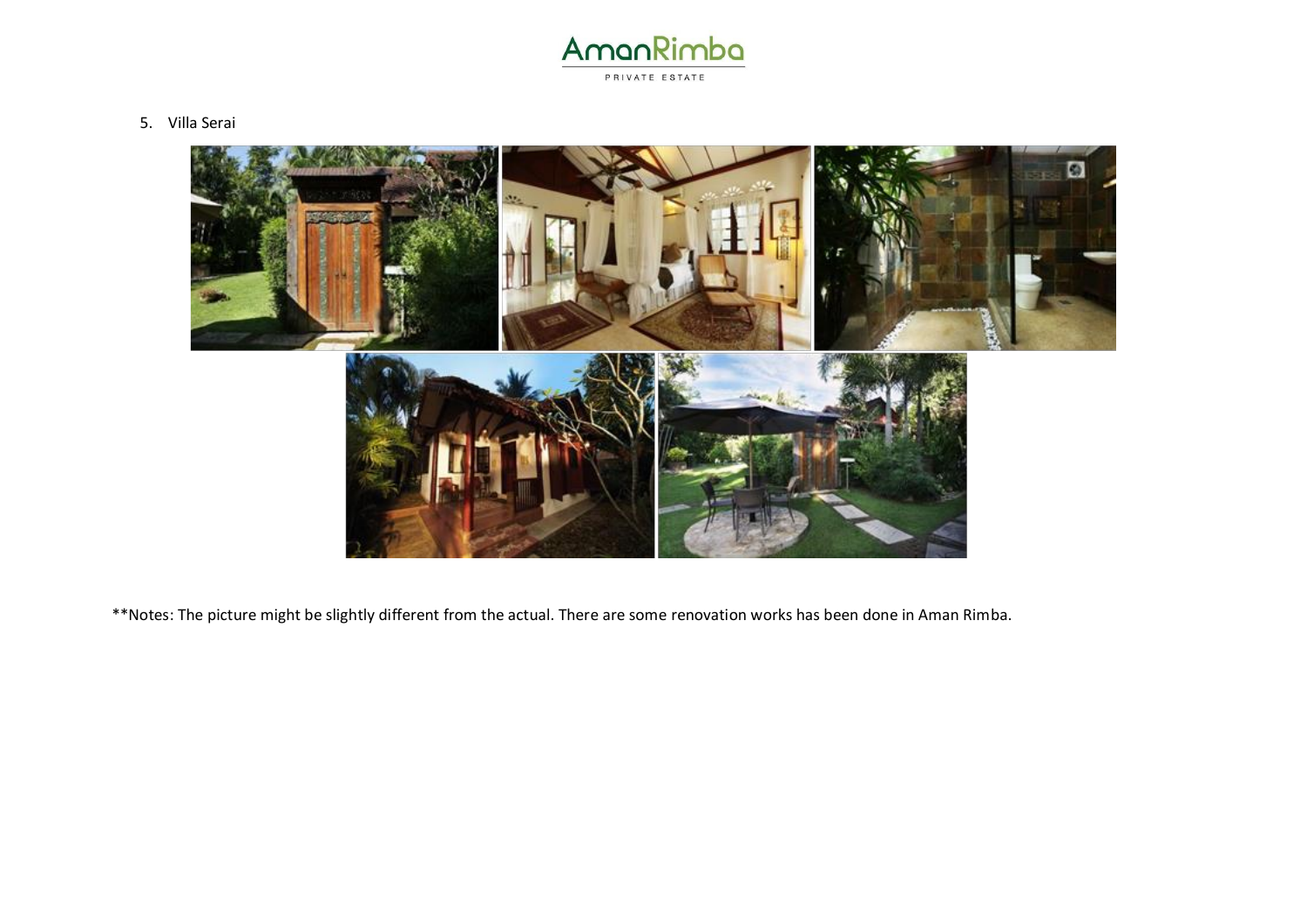5. Villa Serai

**Notes: The picture might be slightly different from the actual. There are some renovation works has been done in Aman Rimba.